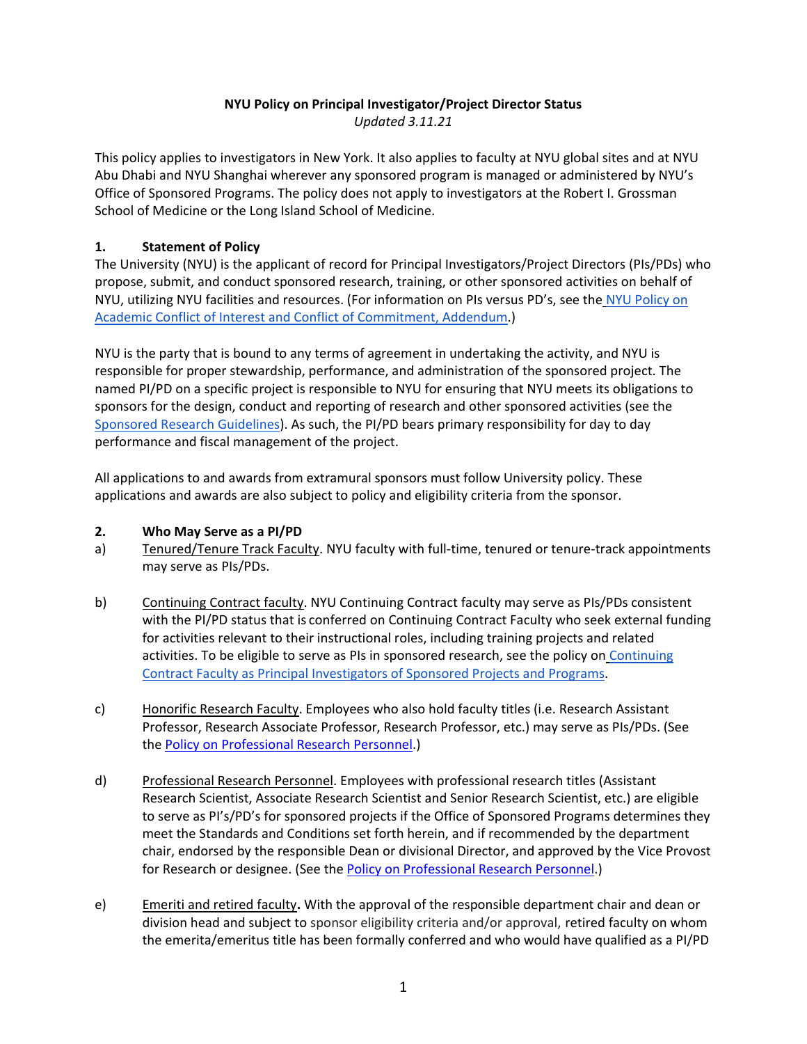# NYU Policy on Principal Investigator/Project Director Status

*Updated 3.11.21*

This policy applies to investigators in New York. It also applies to faculty at NYU global sites and at NYU Abu Dhabi and NYU Shanghai wherever any sponsored program is managed or administered by NYU's Office of Sponsored Programs. The policy does not apply to investigators at the Robert I. Grossman School of Medicine or the Long Island School of Medicine.

## 1. Statement of Policy

The University (NYU) is the applicant of record for Principal Investigators/Project Directors (PIs/PDs) who propose, submit, and conduct sponsored research, training, or other sponsored activities on behalf of NYU, utilizing NYU facilities and resources. (For information on PIs versus PD's, see the NYU Policy on Academic Conflict of Interest and Conflict of Commitment, Addendum.)

NYU is the party that is bound to any terms of agreement in undertaking the activity, and NYU is responsible for proper stewardship, performance, and administration of the sponsored project. The named PI/PD on a specific project is responsible to NYU for ensuring that NYU meets its obligations to sponsors for the design, conduct and reporting of research and other sponsored activities (see the Sponsored Research Guidelines). As such, the PI/PD bears primary responsibility for day to day performance and fiscal management of the project.

All applications to and awards from extramural sponsors must follow University policy. These applications and awards are also subject to policy and eligibility criteria from the sponsor.

## 2. Who May Serve as a PI/PD

a) Tenured/Tenure Track Faculty. NYU faculty with full-time, tenured or tenure-track appointments may serve as PIs/PDs.

b) Continuing Contract faculty. NYU Continuing Contract faculty may serve as PIs/PDs consistent with the PI/PD status that is conferred on Continuing Contract Faculty who seek external funding for activities relevant to their instructional roles, including training projects and related activities. To be eligible to serve as PIs in sponsored research, see the policy on Continuing Contract Faculty as Principal Investigators of Sponsored Projects and Programs.

c) Honorific Research Faculty. Employees who also hold faculty titles (i.e. Research Assistant Professor, Research Associate Professor, Research Professor, etc.) may serve as PIs/PDs. (See the Policy on Professional Research Personnel.)

d) Professional Research Personnel. Employees with professional research titles (Assistant Research Scientist, Associate Research Scientist and Senior Research Scientist, etc.) are eligible to serve as PI's/PD's for sponsored projects if the Office of Sponsored Programs determines they meet the Standards and Conditions set forth herein, and if recommended by the department chair, endorsed by the responsible Dean or divisional Director, and approved by the Vice Provost for Research or designee. (See the Policy on Professional Research Personnel.)

e) Emeriti and retired faculty**.** With the approval of the responsible department chair and dean or division head and subject to sponsor eligibility criteria and/or approval, retired faculty on whom the emerita/emeritus title has been formally conferred and who would have qualified as a PI/PD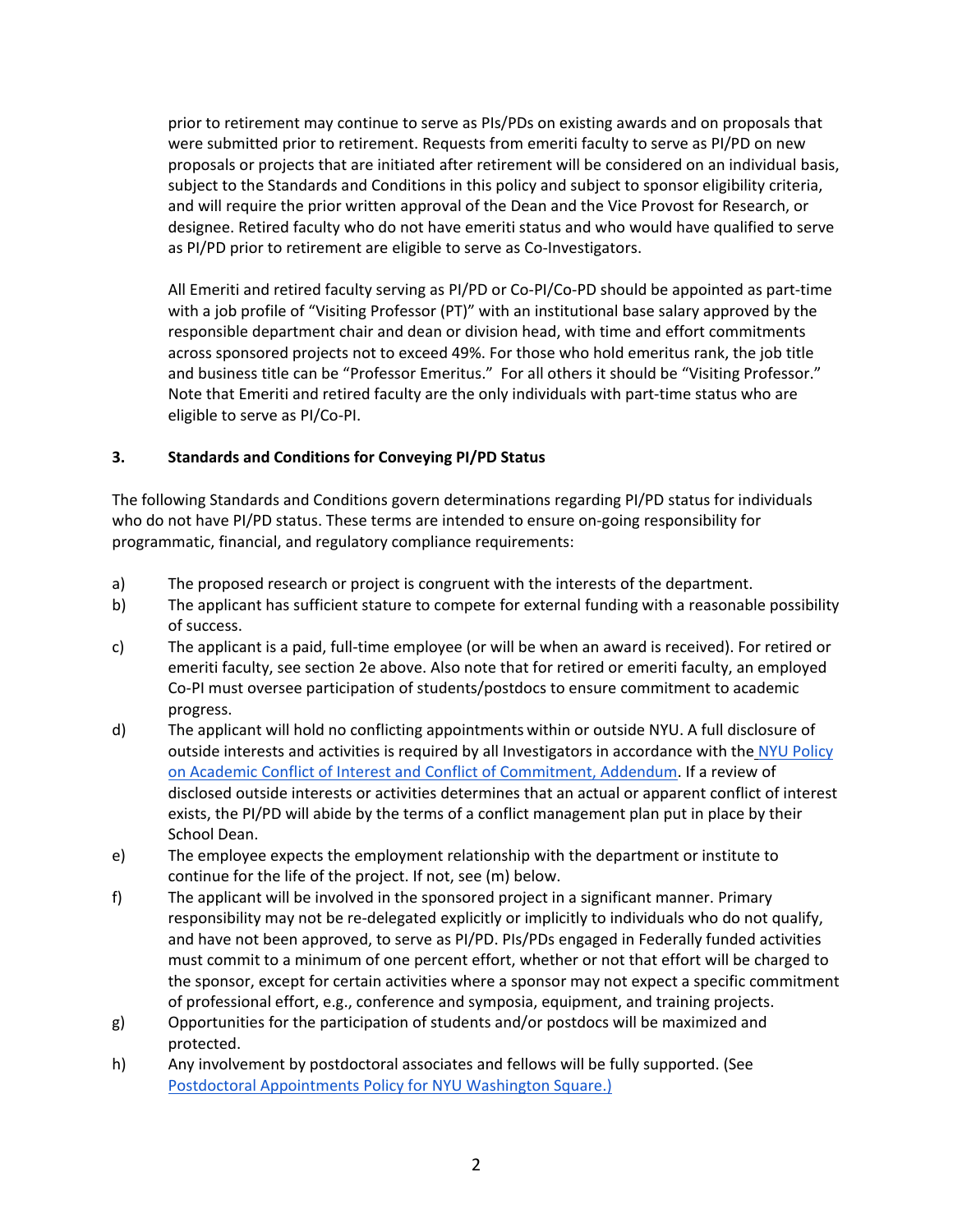prior to retirement may continue to serve as PIs/PDs on existing awards and on proposals that were submitted prior to retirement. Requests from emeriti faculty to serve as PI/PD on new proposals or projects that are initiated after retirement will be considered on an individual basis, subject to the Standards and Conditions in this policy and subject to sponsor eligibility criteria, and will require the prior written approval of the Dean and the Vice Provost for Research, or designee. Retired faculty who do not have emeriti status and who would have qualified to serve as PI/PD prior to retirement are eligible to serve as Co-Investigators.

All Emeriti and retired faculty serving as PI/PD or Co-PI/Co-PD should be appointed as part-time with a job profile of "Visiting Professor (PT)" with an institutional base salary approved by the responsible department chair and dean or division head, with time and effort commitments across sponsored projects not to exceed 49%. For those who hold emeritus rank, the job title and business title can be "Professor Emeritus." For all others it should be "Visiting Professor." Note that Emeriti and retired faculty are the only individuals with part-time status who are eligible to serve as PI/Co-PI.

### 3. Standards and Conditions for Conveying PI/PD Status

The following Standards and Conditions govern determinations regarding PI/PD status for individuals who do not have PI/PD status. These terms are intended to ensure on-going responsibility for programmatic, financial, and regulatory compliance requirements:

a) The proposed research or project is congruent with the interests of the department.

b) The applicant has sufficient stature to compete for external funding with a reasonable possibility of success.

c) The applicant is a paid, full-time employee (or will be when an award is received). For retired or emeriti faculty, see section 2e above. Also note that for retired or emeriti faculty, an employed Co-PI must oversee participation of students/postdocs to ensure commitment to academic progress.

d) The applicant will hold no conflicting appointments within or outside NYU. A full disclosure of outside interests and activities is required by all Investigators in accordance with the NYU Policy on Academic Conflict of Interest and Conflict of Commitment, Addendum. If a review of disclosed outside interests or activities determines that an actual or apparent conflict of interest exists, the PI/PD will abide by the terms of a conflict management plan put in place by their School Dean.

e) The employee expects the employment relationship with the department or institute to continue for the life of the project. If not, see (m) below.

f) The applicant will be involved in the sponsored project in a significant manner. Primary responsibility may not be re-delegated explicitly or implicitly to individuals who do not qualify, and have not been approved, to serve as PI/PD. PIs/PDs engaged in Federally funded activities must commit to a minimum of one percent effort, whether or not that effort will be charged to the sponsor, except for certain activities where a sponsor may not expect a specific commitment of professional effort, e.g., conference and symposia, equipment, and training projects.

g) Opportunities for the participation of students and/or postdocs will be maximized and protected.

h) Any involvement by postdoctoral associates and fellows will be fully supported. (See Postdoctoral Appointments Policy for NYU Washington Square.)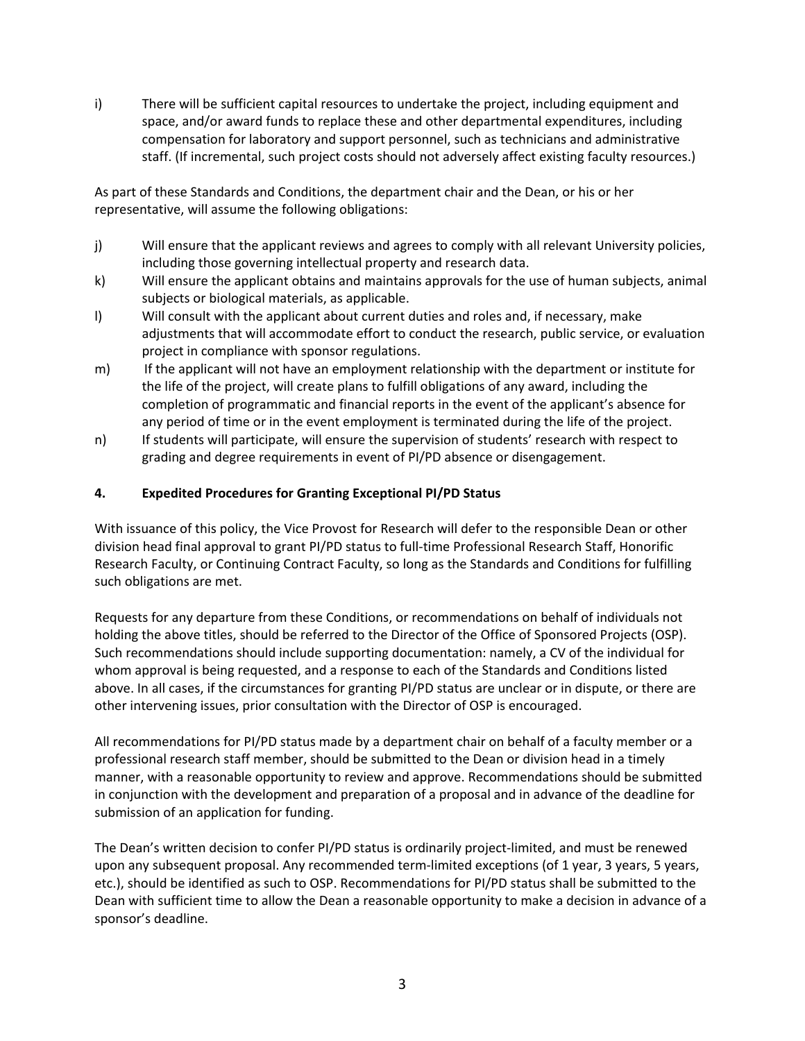i) There will be sufficient capital resources to undertake the project, including equipment and space, and/or award funds to replace these and other departmental expenditures, including compensation for laboratory and support personnel, such as technicians and administrative staff. (If incremental, such project costs should not adversely affect existing faculty resources.)

As part of these Standards and Conditions, the department chair and the Dean, or his or her representative, will assume the following obligations:

j) Will ensure that the applicant reviews and agrees to comply with all relevant University policies, including those governing intellectual property and research data.

k) Will ensure the applicant obtains and maintains approvals for the use of human subjects, animal subjects or biological materials, as applicable.

l) Will consult with the applicant about current duties and roles and, if necessary, make adjustments that will accommodate effort to conduct the research, public service, or evaluation project in compliance with sponsor regulations.

m) If the applicant will not have an employment relationship with the department or institute for the life of the project, will create plans to fulfill obligations of any award, including the completion of programmatic and financial reports in the event of the applicant's absence for any period of time or in the event employment is terminated during the life of the project.

n) If students will participate, will ensure the supervision of students' research with respect to grading and degree requirements in event of PI/PD absence or disengagement.

### 4. Expedited Procedures for Granting Exceptional PI/PD Status

With issuance of this policy, the Vice Provost for Research will defer to the responsible Dean or other division head final approval to grant PI/PD status to full-time Professional Research Staff, Honorific Research Faculty, or Continuing Contract Faculty, so long as the Standards and Conditions for fulfilling such obligations are met.

Requests for any departure from these Conditions, or recommendations on behalf of individuals not holding the above titles, should be referred to the Director of the Office of Sponsored Projects (OSP). Such recommendations should include supporting documentation: namely, a CV of the individual for whom approval is being requested, and a response to each of the Standards and Conditions listed above. In all cases, if the circumstances for granting PI/PD status are unclear or in dispute, or there are other intervening issues, prior consultation with the Director of OSP is encouraged.

All recommendations for PI/PD status made by a department chair on behalf of a faculty member or a professional research staff member, should be submitted to the Dean or division head in a timely manner, with a reasonable opportunity to review and approve. Recommendations should be submitted in conjunction with the development and preparation of a proposal and in advance of the deadline for submission of an application for funding.

The Dean's written decision to confer PI/PD status is ordinarily project-limited, and must be renewed upon any subsequent proposal. Any recommended term-limited exceptions (of 1 year, 3 years, 5 years, etc.), should be identified as such to OSP. Recommendations for PI/PD status shall be submitted to the Dean with sufficient time to allow the Dean a reasonable opportunity to make a decision in advance of a sponsor's deadline.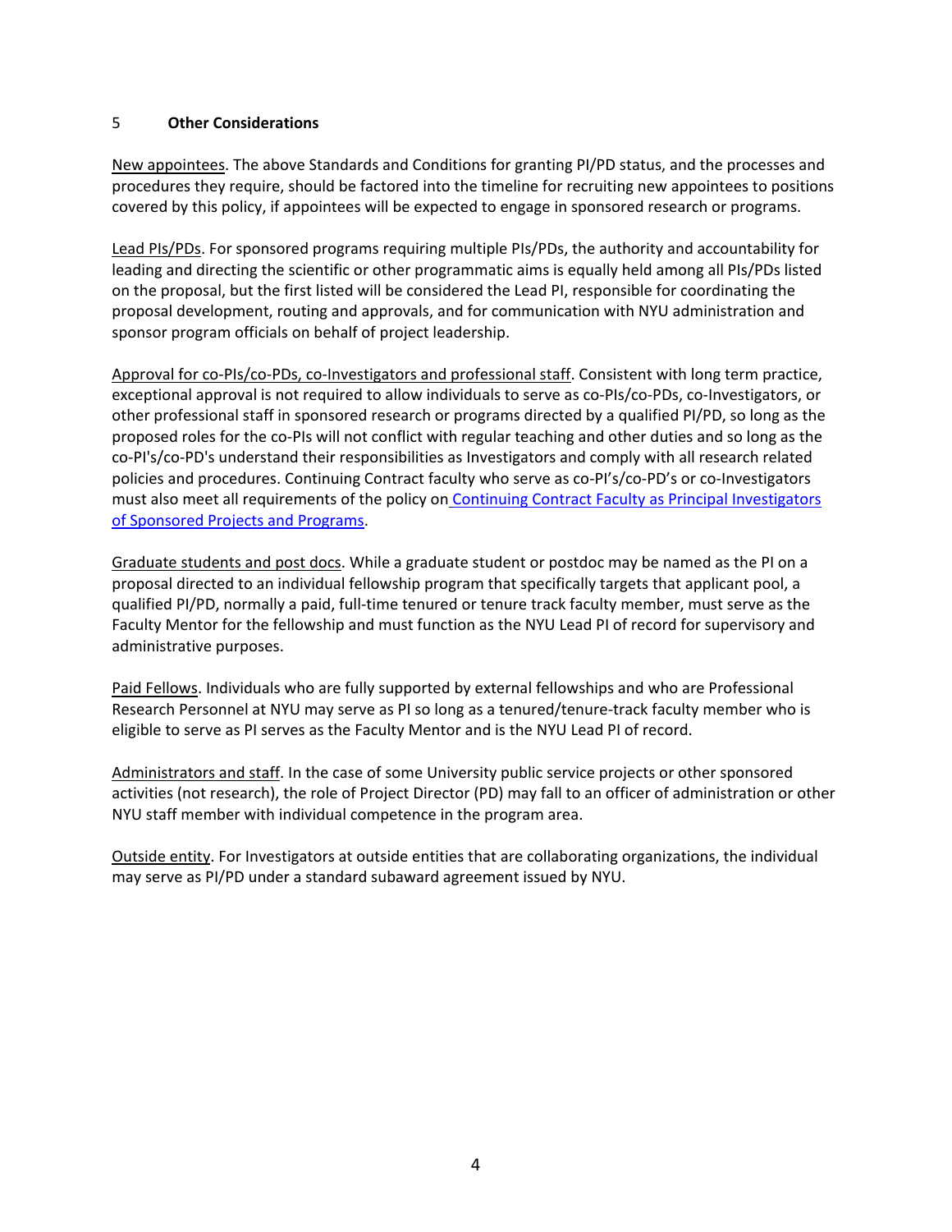## 5 Other Considerations

New appointees. The above Standards and Conditions for granting PI/PD status, and the processes and procedures they require, should be factored into the timeline for recruiting new appointees to positions covered by this policy, if appointees will be expected to engage in sponsored research or programs.

Lead PIs/PDs. For sponsored programs requiring multiple PIs/PDs, the authority and accountability for leading and directing the scientific or other programmatic aims is equally held among all PIs/PDs listed on the proposal, but the first listed will be considered the Lead PI, responsible for coordinating the proposal development, routing and approvals, and for communication with NYU administration and sponsor program officials on behalf of project leadership.

Approval for co-PIs/co-PDs, co-Investigators and professional staff. Consistent with long term practice, exceptional approval is not required to allow individuals to serve as co-PIs/co-PDs, co-Investigators, or other professional staff in sponsored research or programs directed by a qualified PI/PD, so long as the proposed roles for the co-PIs will not conflict with regular teaching and other duties and so long as the co-PI's/co-PD's understand their responsibilities as Investigators and comply with all research related policies and procedures. Continuing Contract faculty who serve as co-PI's/co-PD's or co-Investigators must also meet all requirements of the policy on Continuing Contract Faculty as Principal Investigators of Sponsored Projects and Programs.

Graduate students and post docs. While a graduate student or postdoc may be named as the PI on a proposal directed to an individual fellowship program that specifically targets that applicant pool, a qualified PI/PD, normally a paid, full-time tenured or tenure track faculty member, must serve as the Faculty Mentor for the fellowship and must function as the NYU Lead PI of record for supervisory and administrative purposes.

Paid Fellows. Individuals who are fully supported by external fellowships and who are Professional Research Personnel at NYU may serve as PI so long as a tenured/tenure-track faculty member who is eligible to serve as PI serves as the Faculty Mentor and is the NYU Lead PI of record.

Administrators and staff. In the case of some University public service projects or other sponsored activities (not research), the role of Project Director (PD) may fall to an officer of administration or other NYU staff member with individual competence in the program area.

Outside entity. For Investigators at outside entities that are collaborating organizations, the individual may serve as PI/PD under a standard subaward agreement issued by NYU.